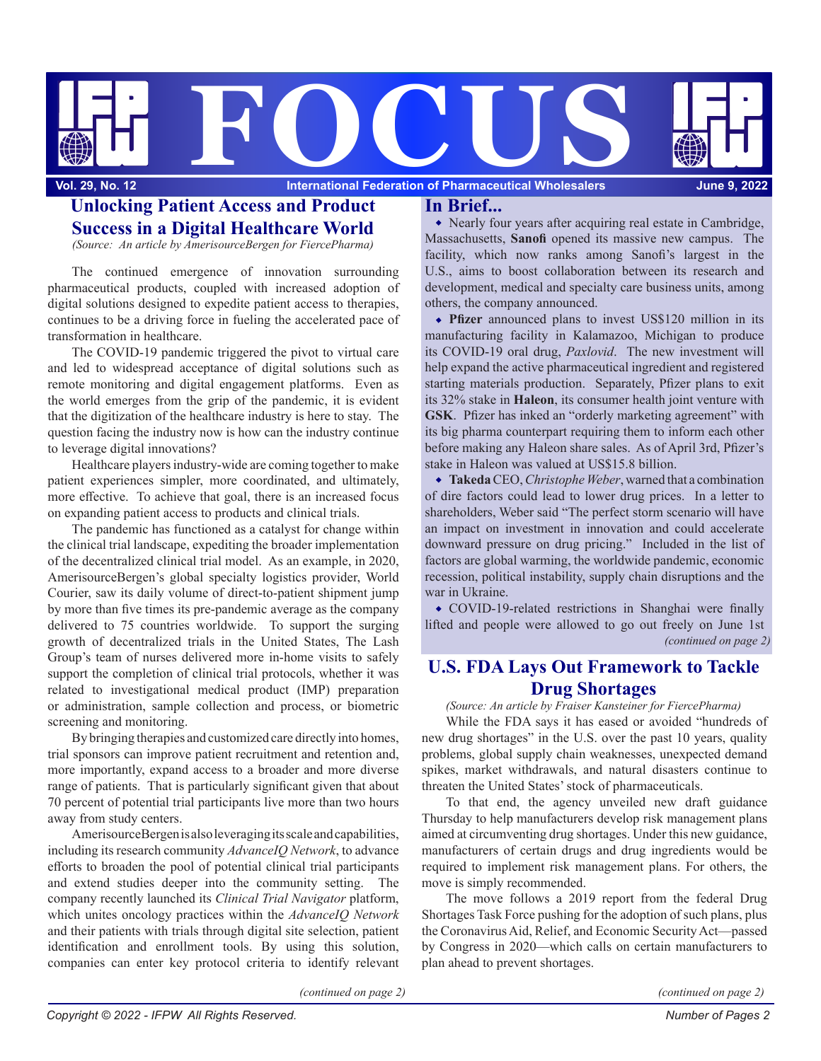# FOCUS

**Vol. 29, No. 12** — **International Federation of Pharmaceutical Wholesalers** — **June 9, 2022**

## Unlocking Patient Access and Product Success in a Digital Healthcare World

*(Source: An article by AmerisourceBergen for FiercePharma)*

The continued emergence of innovation surrounding pharmaceutical products, coupled with increased adoption of digital solutions designed to expedite patient access to therapies, continues to be a driving force in fueling the accelerated pace of transformation in healthcare.

The COVID-19 pandemic triggered the pivot to virtual care and led to widespread acceptance of digital solutions such as remote monitoring and digital engagement platforms. Even as the world emerges from the grip of the pandemic, it is evident that the digitization of the healthcare industry is here to stay. The question facing the industry now is how can the industry continue to leverage digital innovations?

Healthcare players industry-wide are coming together to make patient experiences simpler, more coordinated, and ultimately, more effective. To achieve that goal, there is an increased focus on expanding patient access to products and clinical trials.

The pandemic has functioned as a catalyst for change within the clinical trial landscape, expediting the broader implementation of the decentralized clinical trial model. As an example, in 2020, AmerisourceBergen's global specialty logistics provider, World Courier, saw its daily volume of direct-to-patient shipment jump by more than five times its pre-pandemic average as the company delivered to 75 countries worldwide. To support the surging growth of decentralized trials in the United States, The Lash Group's team of nurses delivered more in-home visits to safely support the completion of clinical trial protocols, whether it was related to investigational medical product (IMP) preparation or administration, sample collection and process, or biometric screening and monitoring.

By bringing therapies and customized care directly into homes, trial sponsors can improve patient recruitment and retention and, more importantly, expand access to a broader and more diverse range of patients. That is particularly significant given that about 70 percent of potential trial participants live more than two hours away from study centers.

AmerisourceBergen is also leveraging its scale and capabilities, including its research community *AdvanceIQ Network*, to advance efforts to broaden the pool of potential clinical trial participants and extend studies deeper into the community setting. The company recently launched its *Clinical Trial Navigator* platform, which unites oncology practices within the *AdvanceIQ Network* and their patients with trials through digital site selection, patient identification and enrollment tools. By using this solution, companies can enter key protocol criteria to identify relevant

*(continued on page 2)*

## In Brief...

- Nearly four years after acquiring real estate in Cambridge, Massachusetts, **Sanofi** opened its massive new campus. The facility, which now ranks among Sanofi's largest in the U.S., aims to boost collaboration between its research and development, medical and specialty care business units, among others, the company announced.
- **Pfizer** announced plans to invest US$120 million in its manufacturing facility in Kalamazoo, Michigan to produce its COVID-19 oral drug, *Paxlovid*. The new investment will help expand the active pharmaceutical ingredient and registered starting materials production. Separately, Pfizer plans to exit its 32% stake in **Haleon**, its consumer health joint venture with **GSK**. Pfizer has inked an "orderly marketing agreement" with its big pharma counterpart requiring them to inform each other before making any Haleon share sales. As of April 3rd, Pfizer's stake in Haleon was valued at US$15.8 billion.
- **Takeda** CEO, *Christophe Weber*, warned that a combination of dire factors could lead to lower drug prices. In a letter to shareholders, Weber said "The perfect storm scenario will have an impact on investment in innovation and could accelerate downward pressure on drug pricing." Included in the list of factors are global warming, the worldwide pandemic, economic recession, political instability, supply chain disruptions and the war in Ukraine.
- COVID-19-related restrictions in Shanghai were finally lifted and people were allowed to go out freely on June 1st

*(continued on page 2)*

## U.S. FDA Lays Out Framework to Tackle Drug Shortages

*(Source: An article by Fraiser Kansteiner for FiercePharma)*

While the FDA says it has eased or avoided "hundreds of new drug shortages" in the U.S. over the past 10 years, quality problems, global supply chain weaknesses, unexpected demand spikes, market withdrawals, and natural disasters continue to threaten the United States' stock of pharmaceuticals.

To that end, the agency unveiled new draft guidance Thursday to help manufacturers develop risk management plans aimed at circumventing drug shortages. Under this new guidance, manufacturers of certain drugs and drug ingredients would be required to implement risk management plans. For others, the move is simply recommended.

The move follows a 2019 report from the federal Drug Shortages Task Force pushing for the adoption of such plans, plus the Coronavirus Aid, Relief, and Economic Security Act—passed by Congress in 2020—which calls on certain manufacturers to plan ahead to prevent shortages.

*(continued on page 2)*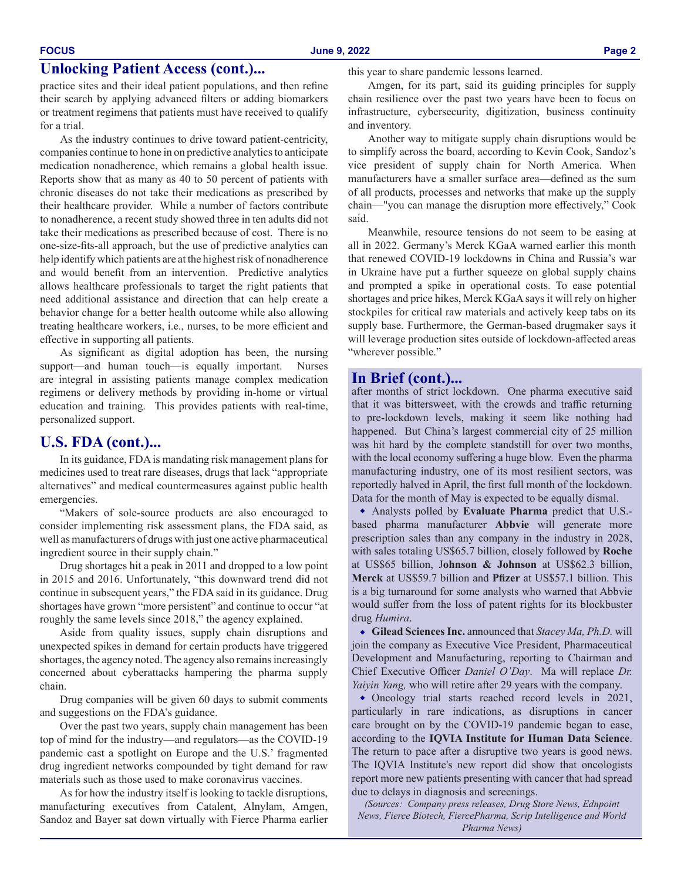## Unlocking Patient Access (cont.)...

practice sites and their ideal patient populations, and then refine their search by applying advanced filters or adding biomarkers or treatment regimens that patients must have received to qualify for a trial.

As the industry continues to drive toward patient-centricity, companies continue to hone in on predictive analytics to anticipate medication nonadherence, which remains a global health issue. Reports show that as many as 40 to 50 percent of patients with chronic diseases do not take their medications as prescribed by their healthcare provider. While a number of factors contribute to nonadherence, a recent study showed three in ten adults did not take their medications as prescribed because of cost. There is no one-size-fits-all approach, but the use of predictive analytics can help identify which patients are at the highest risk of nonadherence and would benefit from an intervention. Predictive analytics allows healthcare professionals to target the right patients that need additional assistance and direction that can help create a behavior change for a better health outcome while also allowing treating healthcare workers, i.e., nurses, to be more efficient and effective in supporting all patients.

As significant as digital adoption has been, the nursing support—and human touch—is equally important. Nurses are integral in assisting patients manage complex medication regimens or delivery methods by providing in-home or virtual education and training. This provides patients with real-time, personalized support.

## U.S. FDA (cont.)...

In its guidance, FDA is mandating risk management plans for medicines used to treat rare diseases, drugs that lack "appropriate alternatives" and medical countermeasures against public health emergencies.

"Makers of sole-source products are also encouraged to consider implementing risk assessment plans, the FDA said, as well as manufacturers of drugs with just one active pharmaceutical ingredient source in their supply chain."

Drug shortages hit a peak in 2011 and dropped to a low point in 2015 and 2016. Unfortunately, "this downward trend did not continue in subsequent years," the FDA said in its guidance. Drug shortages have grown "more persistent" and continue to occur "at roughly the same levels since 2018," the agency explained.

Aside from quality issues, supply chain disruptions and unexpected spikes in demand for certain products have triggered shortages, the agency noted. The agency also remains increasingly concerned about cyberattacks hampering the pharma supply chain.

Drug companies will be given 60 days to submit comments and suggestions on the FDA's guidance.

Over the past two years, supply chain management has been top of mind for the industry—and regulators—as the COVID-19 pandemic cast a spotlight on Europe and the U.S.' fragmented drug ingredient networks compounded by tight demand for raw materials such as those used to make coronavirus vaccines.

As for how the industry itself is looking to tackle disruptions, manufacturing executives from Catalent, Alnylam, Amgen, Sandoz and Bayer sat down virtually with Fierce Pharma earlier this year to share pandemic lessons learned.

Amgen, for its part, said its guiding principles for supply chain resilience over the past two years have been to focus on infrastructure, cybersecurity, digitization, business continuity and inventory.

Another way to mitigate supply chain disruptions would be to simplify across the board, according to Kevin Cook, Sandoz's vice president of supply chain for North America. When manufacturers have a smaller surface area—defined as the sum of all products, processes and networks that make up the supply chain—"you can manage the disruption more effectively," Cook said.

Meanwhile, resource tensions do not seem to be easing at all in 2022. Germany's Merck KGaA warned earlier this month that renewed COVID-19 lockdowns in China and Russia's war in Ukraine have put a further squeeze on global supply chains and prompted a spike in operational costs. To ease potential shortages and price hikes, Merck KGaA says it will rely on higher stockpiles for critical raw materials and actively keep tabs on its supply base. Furthermore, the German-based drugmaker says it will leverage production sites outside of lockdown-affected areas "wherever possible."

## In Brief (cont.)...

after months of strict lockdown. One pharma executive said that it was bittersweet, with the crowds and traffic returning to pre-lockdown levels, making it seem like nothing had happened. But China's largest commercial city of 25 million was hit hard by the complete standstill for over two months, with the local economy suffering a huge blow. Even the pharma manufacturing industry, one of its most resilient sectors, was reportedly halved in April, the first full month of the lockdown. Data for the month of May is expected to be equally dismal.

- Analysts polled by **Evaluate Pharma** predict that U.S.-based pharma manufacturer **Abbvie** will generate more prescription sales than any company in the industry in 2028, with sales totaling US$65.7 billion, closely followed by **Roche** at US$65 billion, **Johnson & Johnson** at US$62.3 billion, **Merck** at US$59.7 billion and **Pfizer** at US$57.1 billion. This is a big turnaround for some analysts who warned that Abbvie would suffer from the loss of patent rights for its blockbuster drug *Humira*.
- **Gilead Sciences Inc.** announced that *Stacey Ma, Ph.D.* will join the company as Executive Vice President, Pharmaceutical Development and Manufacturing, reporting to Chairman and Chief Executive Officer *Daniel O'Day*. Ma will replace *Dr. Yaiyin Yang,* who will retire after 29 years with the company.
- Oncology trial starts reached record levels in 2021, particularly in rare indications, as disruptions in cancer care brought on by the COVID-19 pandemic began to ease, according to the **IQVIA Institute for Human Data Science**. The return to pace after a disruptive two years is good news. The IQVIA Institute's new report did show that oncologists report more new patients presenting with cancer that had spread due to delays in diagnosis and screenings.

*(Sources: Company press releases, Drug Store News, Ednpoint News, Fierce Biotech, FiercePharma, Scrip Intelligence and World Pharma News)*